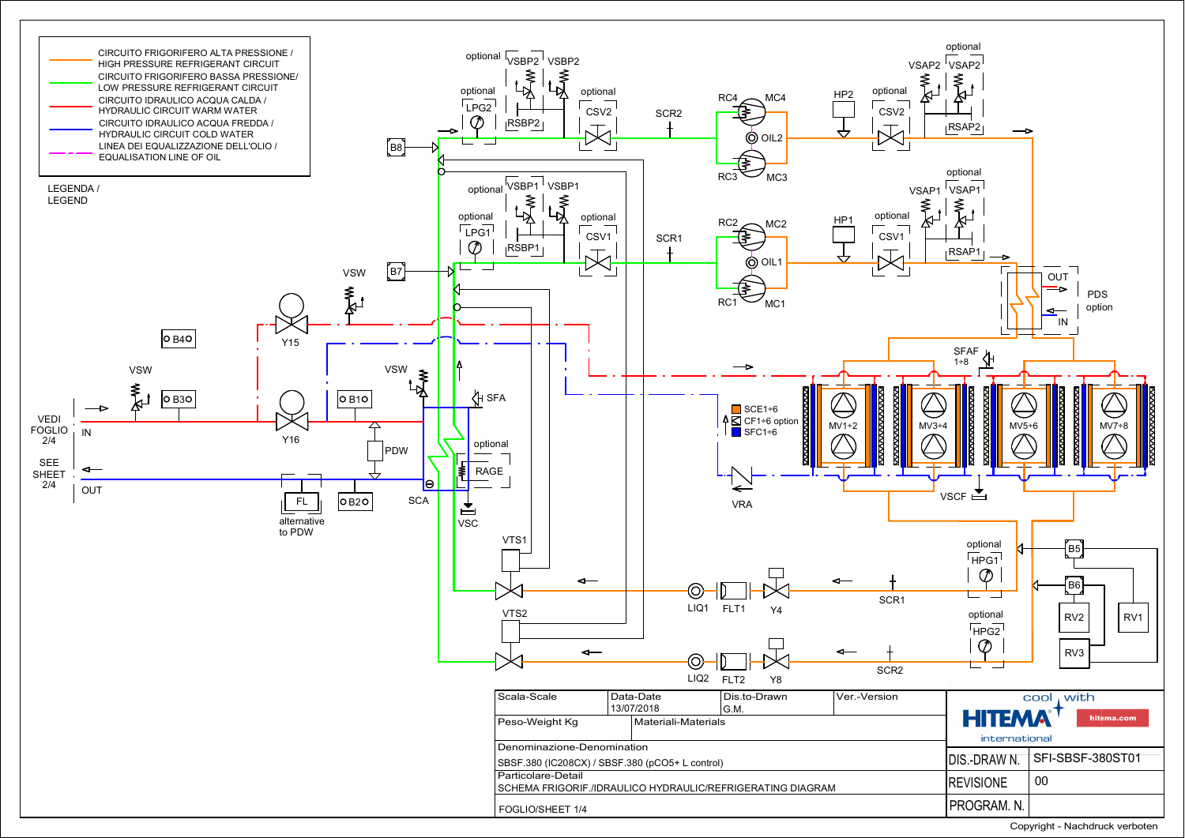## LEGENDA / LEGEND

- CIRCUITO FRIGORIFERO ALTA PRESSIONE / HIGH PRESSURE REFRIGERANT CIRCUIT
- CIRCUITO FRIGORIFERO BASSA PRESSIONE/ LOW PRESSURE REFRIGERANT CIRCUIT
- CIRCUITO IDRAULICO ACQUA CALDA / HYDRAULIC CIRCUIT WARM WATER
- CIRCUITO IDRAULICO ACQUA FREDDA / HYDRAULIC CIRCUIT COLD WATER
- LINEA DEI EQUALIZZAZIONE DELL'OLIO / EQUALISATION LINE OF OIL

optional VSBP2 VSBP2
optional LPG2
RSBP2
optional CSV2
SCR2
B8
RC4 MC4
OIL2
RC3 MC3
HP2
optional CSV2
VSAP2
optional VSAP2
RSAP2

optional VSBP1 VSBP1
optional LPG1
RSBP1
optional CSV1
SCR1
B7
RC2 MC2
OIL1
RC1 MC1
HP1
optional CSV1
VSAP1
optional VSAP1
RSAP1

OUT
PDS option
IN

VSW
Y15
B4
VSW
B3
Y16
B1
PDW
VSW
SFA
optional
RAGE
SCA
VSC

VEDI FOGLIO 2/4
IN
SEE SHEET 2/4
OUT
FL
alternative to PDW
B2

SFAF 1÷8
SCE1÷6
CF1÷6 option
SFC1÷6
MV1÷2
MV3÷4
MV5÷6
MV7÷8
VRA
VSCF

VTS1
VTS2
LIQ1 FLT1 Y4
SCR1
LIQ2 FLT2 Y8
SCR2
optional HPG1
optional HPG2
B5
B6
RV2
RV1
RV3

| Scala-Scale | Data-Date 13/07/2018 | Dis.to-Drawn G.M. | Ver.-Version |
|---|---|---|---|
| Peso-Weight Kg | Materiali-Materials | | |

Denominazione-Denomination
SBSF.380 (IC208CX) / SBSF.380 (pCO5+ L control)

Particolare-Detail
SCHEMA FRIGORIF./IDRAULICO HYDRAULIC/REFRIGERATING DIAGRAM

FOGLIO/SHEET 1/4

cool with HITEMA international — hitema.com

| DIS.-DRAW N. | SFI-SBSF-380ST01 |
|---|---|
| REVISIONE | 00 |
| PROGRAM. N. | |

Copyright - Nachdruck verboten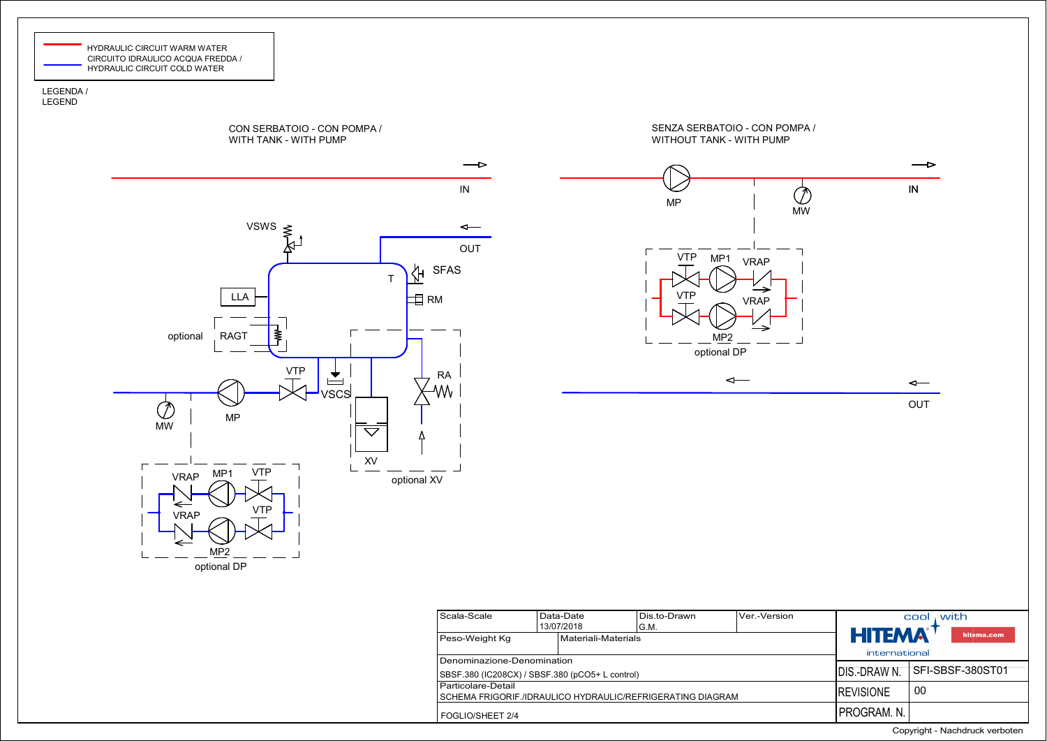| | |
|---|---|
| (red line) | HYDRAULIC CIRCUIT WARM WATER |
| (blue line) | CIRCUITO IDRAULICO ACQUA FREDDA / HYDRAULIC CIRCUIT COLD WATER |

LEGENDA / LEGEND

## CON SERBATOIO - CON POMPA / WITH TANK - WITH PUMP

IN

OUT

VSWS

SFAS

T

LLA

RM

optional RAGT

VTP

RA

VSCS

MW

MP

XV

optional XV

VRAP MP1 VTP

VRAP VTP

MP2

optional DP

## SENZA SERBATOIO - CON POMPA / WITHOUT TANK - WITH PUMP

MP

MW

IN

VTP MP1 VRAP

VTP VRAP

MP2

optional DP

OUT

| Scala-Scale | Data-Date 13/07/2018 | Dis.to-Drawn G.M. | Ver.-Version |
|---|---|---|---|
| Peso-Weight Kg | Materiali-Materials | | |
| Denominazione-Denomination SBSF.380 (IC208CX) / SBSF.380 (pCO5+ L control) | | | |
| Particolare-Detail SCHEMA FRIGORIF./IDRAULICO HYDRAULIC/REFRIGERATING DIAGRAM | | | |
| FOGLIO/SHEET 2/4 | | | |

HITEMA international — cool with hitema.com

| | |
|---|---|
| DIS.-DRAW N. | SFI-SBSF-380ST01 |
| REVISIONE | 00 |
| PROGRAM. N. | |

Copyright - Nachdruck verboten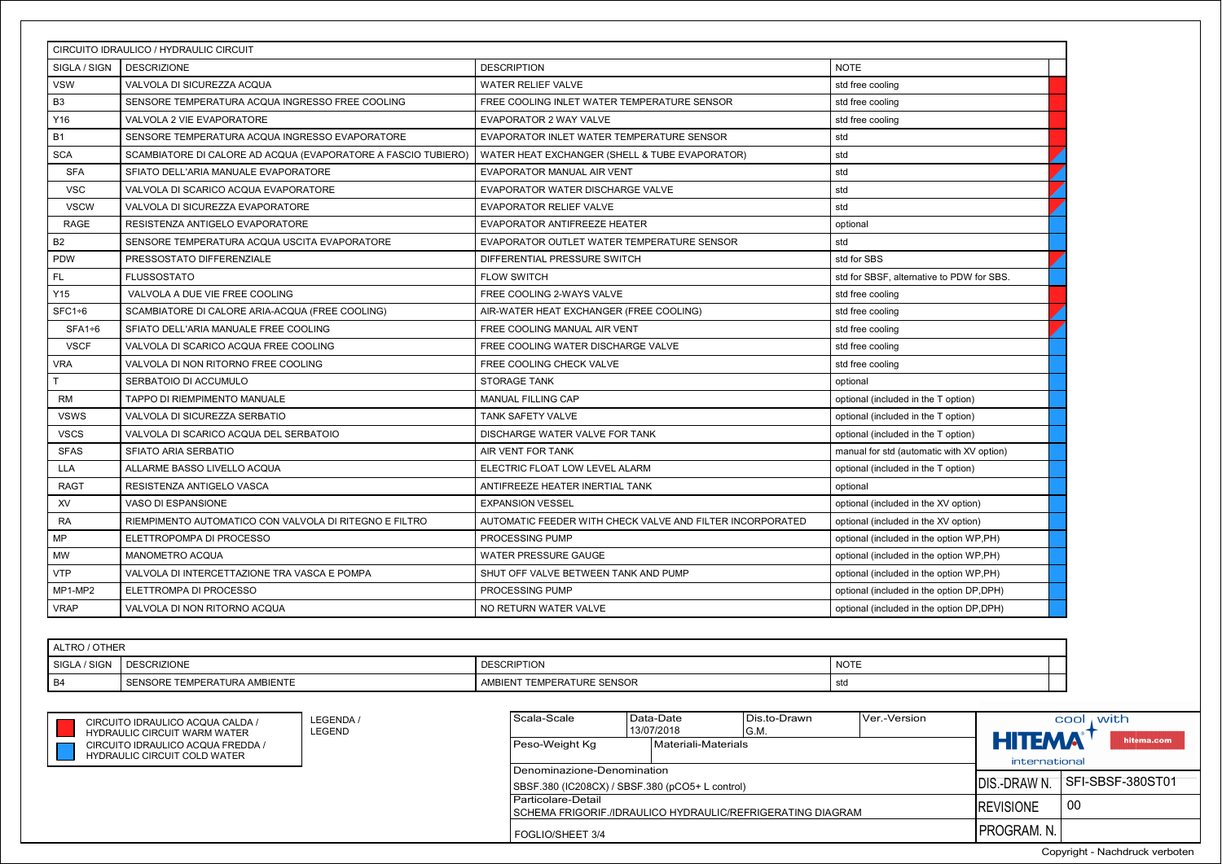## CIRCUITO IDRAULICO / HYDRAULIC CIRCUIT

| SIGLA / SIGN | DESCRIZIONE | DESCRIPTION | NOTE | |
|---|---|---|---|---|
| VSW | VALVOLA DI SICUREZZA ACQUA | WATER RELIEF VALVE | std free cooling | |
| B3 | SENSORE TEMPERATURA ACQUA INGRESSO FREE COOLING | FREE COOLING INLET WATER TEMPERATURE SENSOR | std free cooling | |
| Y16 | VALVOLA 2 VIE EVAPORATORE | EVAPORATOR 2 WAY VALVE | std free cooling | |
| B1 | SENSORE TEMPERATURA ACQUA INGRESSO EVAPORATORE | EVAPORATOR INLET WATER TEMPERATURE SENSOR | std | |
| SCA | SCAMBIATORE DI CALORE AD ACQUA (EVAPORATORE A FASCIO TUBIERO) | WATER HEAT EXCHANGER (SHELL & TUBE EVAPORATOR) | std | |
| SFA | SFIATO DELL'ARIA MANUALE EVAPORATORE | EVAPORATOR MANUAL AIR VENT | std | |
| VSC | VALVOLA DI SCARICO ACQUA EVAPORATORE | EVAPORATOR WATER DISCHARGE VALVE | std | |
| VSCW | VALVOLA DI SICUREZZA EVAPORATORE | EVAPORATOR RELIEF VALVE | std | |
| RAGE | RESISTENZA ANTIGELO EVAPORATORE | EVAPORATOR ANTIFREEZE HEATER | optional | |
| B2 | SENSORE TEMPERATURA ACQUA USCITA EVAPORATORE | EVAPORATOR OUTLET WATER TEMPERATURE SENSOR | std | |
| PDW | PRESSOSTATO DIFFERENZIALE | DIFFERENTIAL PRESSURE SWITCH | std for SBS | |
| FL | FLUSSOSTATO | FLOW SWITCH | std for SBSF, alternative to PDW for SBS. | |
| Y15 | VALVOLA A DUE VIE FREE COOLING | FREE COOLING 2-WAYS VALVE | std free cooling | |
| SFC1÷6 | SCAMBIATORE DI CALORE ARIA-ACQUA (FREE COOLING) | AIR-WATER HEAT EXCHANGER (FREE COOLING) | std free cooling | |
| SFA1÷6 | SFIATO DELL'ARIA MANUALE FREE COOLING | FREE COOLING MANUAL AIR VENT | std free cooling | |
| VSCF | VALVOLA DI SCARICO ACQUA FREE COOLING | FREE COOLING WATER DISCHARGE VALVE | std free cooling | |
| VRA | VALVOLA DI NON RITORNO FREE COOLING | FREE COOLING CHECK VALVE | std free cooling | |
| T | SERBATOIO DI ACCUMULO | STORAGE TANK | optional | |
| RM | TAPPO DI RIEMPIMENTO MANUALE | MANUAL FILLING CAP | optional (included in the T option) | |
| VSWS | VALVOLA DI SICUREZZA SERBATIO | TANK SAFETY VALVE | optional (included in the T option) | |
| VSCS | VALVOLA DI SCARICO ACQUA DEL SERBATOIO | DISCHARGE WATER VALVE FOR TANK | optional (included in the T option) | |
| SFAS | SFIATO ARIA SERBATIO | AIR VENT FOR TANK | manual for std (automatic with XV option) | |
| LLA | ALLARME BASSO LIVELLO ACQUA | ELECTRIC FLOAT LOW LEVEL ALARM | optional (included in the T option) | |
| RAGT | RESISTENZA ANTIGELO VASCA | ANTIFREEZE HEATER INERTIAL TANK | optional | |
| XV | VASO DI ESPANSIONE | EXPANSION VESSEL | optional (included in the XV option) | |
| RA | RIEMPIMENTO AUTOMATICO CON VALVOLA DI RITEGNO E FILTRO | AUTOMATIC FEEDER WITH CHECK VALVE AND FILTER INCORPORATED | optional (included in the XV option) | |
| MP | ELETTROPOMPA DI PROCESSO | PROCESSING PUMP | optional (included in the option WP,PH) | |
| MW | MANOMETRO ACQUA | WATER PRESSURE GAUGE | optional (included in the option WP,PH) | |
| VTP | VALVOLA DI INTERCETTAZIONE TRA VASCA E POMPA | SHUT OFF VALVE BETWEEN TANK AND PUMP | optional (included in the option WP,PH) | |
| MP1-MP2 | ELETTROMPA DI PROCESSO | PROCESSING PUMP | optional (included in the option DP,DPH) | |
| VRAP | VALVOLA DI NON RITORNO ACQUA | NO RETURN WATER VALVE | optional (included in the option DP,DPH) | |

## ALTRO / OTHER

| SIGLA / SIGN | DESCRIZIONE | DESCRIPTION | NOTE | |
|---|---|---|---|---|
| B4 | SENSORE TEMPERATURA AMBIENTE | AMBIENT TEMPERATURE SENSOR | std | |

LEGENDA / LEGEND

- CIRCUITO IDRAULICO ACQUA CALDA / HYDRAULIC CIRCUIT WARM WATER (red)
- CIRCUITO IDRAULICO ACQUA FREDDA / HYDRAULIC CIRCUIT COLD WATER (blue)

| Scala-Scale | Data-Date | Dis.to-Drawn | Ver.-Version |
|---|---|---|---|
| | 13/07/2018 | G.M. | |

Peso-Weight Kg | Materiali-Materials

Denominazione-Denomination: SBSF.380 (IC208CX) / SBSF.380 (pCO5+ L control)

Particolare-Detail: SCHEMA FRIGORIF./IDRAULICO HYDRAULIC/REFRIGERATING DIAGRAM

FOGLIO/SHEET 3/4

HITEMA international – cool with – hitema.com

| DIS.-DRAW N. | SFI-SBSF-380ST01 |
|---|---|
| REVISIONE | 00 |
| PROGRAM. N. | |

Copyright - Nachdruck verboten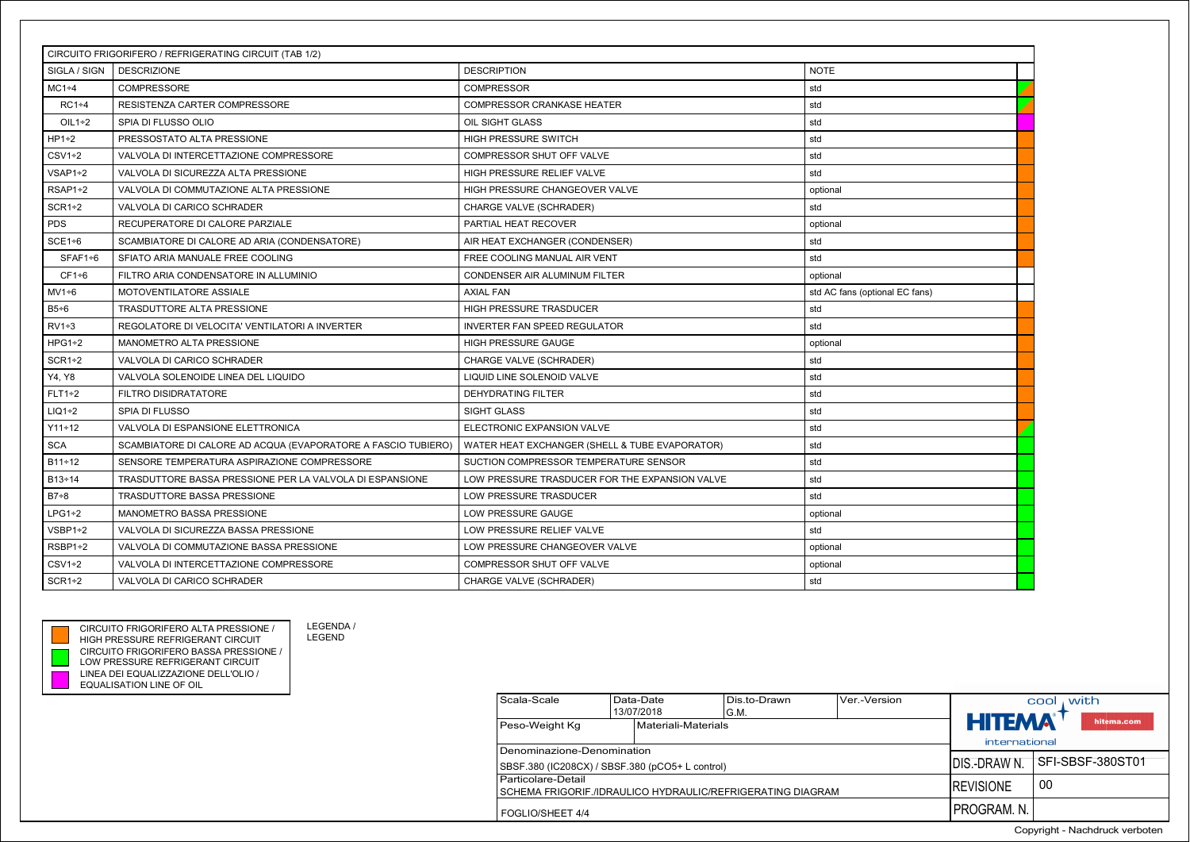| CIRCUITO FRIGORIFERO / REFRIGERATING CIRCUIT (TAB 1/2) | | | |
|---|---|---|---|
| SIGLA / SIGN | DESCRIZIONE | DESCRIPTION | NOTE |
| MC1÷4 | COMPRESSORE | COMPRESSOR | std |
| RC1÷4 | RESISTENZA CARTER COMPRESSORE | COMPRESSOR CRANKASE HEATER | std |
| OIL1÷2 | SPIA DI FLUSSO OLIO | OIL SIGHT GLASS | std |
| HP1÷2 | PRESSOSTATO ALTA PRESSIONE | HIGH PRESSURE SWITCH | std |
| CSV1÷2 | VALVOLA DI INTERCETTAZIONE COMPRESSORE | COMPRESSOR SHUT OFF VALVE | std |
| VSAP1÷2 | VALVOLA DI SICUREZZA ALTA PRESSIONE | HIGH PRESSURE RELIEF VALVE | std |
| RSAP1÷2 | VALVOLA DI COMMUTAZIONE ALTA PRESSIONE | HIGH PRESSURE CHANGEOVER VALVE | optional |
| SCR1÷2 | VALVOLA DI CARICO SCHRADER | CHARGE VALVE (SCHRADER) | std |
| PDS | RECUPERATORE DI CALORE PARZIALE | PARTIAL HEAT RECOVER | optional |
| SCE1÷6 | SCAMBIATORE DI CALORE AD ARIA (CONDENSATORE) | AIR HEAT EXCHANGER (CONDENSER) | std |
| SFAF1÷6 | SFIATO ARIA MANUALE FREE COOLING | FREE COOLING MANUAL AIR VENT | std |
| CF1÷6 | FILTRO ARIA CONDENSATORE IN ALLUMINIO | CONDENSER AIR ALUMINUM FILTER | optional |
| MV1÷6 | MOTOVENTILATORE ASSIALE | AXIAL FAN | std AC fans (optional EC fans) |
| B5÷6 | TRASDUTTORE ALTA PRESSIONE | HIGH PRESSURE TRASDUCER | std |
| RV1÷3 | REGOLATORE DI VELOCITA' VENTILATORI A INVERTER | INVERTER FAN SPEED REGULATOR | std |
| HPG1÷2 | MANOMETRO ALTA PRESSIONE | HIGH PRESSURE GAUGE | optional |
| SCR1÷2 | VALVOLA DI CARICO SCHRADER | CHARGE VALVE (SCHRADER) | std |
| Y4, Y8 | VALVOLA SOLENOIDE LINEA DEL LIQUIDO | LIQUID LINE SOLENOID VALVE | std |
| FLT1÷2 | FILTRO DISIDRATATORE | DEHYDRATING FILTER | std |
| LIQ1÷2 | SPIA DI FLUSSO | SIGHT GLASS | std |
| Y11÷12 | VALVOLA DI ESPANSIONE ELETTRONICA | ELECTRONIC EXPANSION VALVE | std |
| SCA | SCAMBIATORE DI CALORE AD ACQUA (EVAPORATORE A FASCIO TUBIERO) | WATER HEAT EXCHANGER (SHELL & TUBE EVAPORATOR) | std |
| B11÷12 | SENSORE TEMPERATURA ASPIRAZIONE COMPRESSORE | SUCTION COMPRESSOR TEMPERATURE SENSOR | std |
| B13÷14 | TRASDUTTORE BASSA PRESSIONE PER LA VALVOLA DI ESPANSIONE | LOW PRESSURE TRASDUCER FOR THE EXPANSION VALVE | std |
| B7÷8 | TRASDUTTORE BASSA PRESSIONE | LOW PRESSURE TRASDUCER | std |
| LPG1÷2 | MANOMETRO BASSA PRESSIONE | LOW PRESSURE GAUGE | optional |
| VSBP1÷2 | VALVOLA DI SICUREZZA BASSA PRESSIONE | LOW PRESSURE RELIEF VALVE | std |
| RSBP1÷2 | VALVOLA DI COMMUTAZIONE BASSA PRESSIONE | LOW PRESSURE CHANGEOVER VALVE | optional |
| CSV1÷2 | VALVOLA DI INTERCETTAZIONE COMPRESSORE | COMPRESSOR SHUT OFF VALVE | optional |
| SCR1÷2 | VALVOLA DI CARICO SCHRADER | CHARGE VALVE (SCHRADER) | std |

LEGENDA / LEGEND

- CIRCUITO FRIGORIFERO ALTA PRESSIONE / HIGH PRESSURE REFRIGERANT CIRCUIT
- CIRCUITO FRIGORIFERO BASSA PRESSIONE / LOW PRESSURE REFRIGERANT CIRCUIT
- LINEA DEI EQUALIZZAZIONE DELL'OLIO / EQUALISATION LINE OF OIL

| Scala-Scale | Data-Date 13/07/2018 | Dis.to-Drawn G.M. | Ver.-Version |
|---|---|---|---|
| Peso-Weight Kg | Materiali-Materials | | |
| Denominazione-Denomination SBSF.380 (IC208CX) / SBSF.380 (pCO5+ L control) | | | |
| Particolare-Detail SCHEMA FRIGORIF./IDRAULICO HYDRAULIC/REFRIGERATING DIAGRAM | | | |
| FOGLIO/SHEET 4/4 | | | |

cool with HITEMA international — hitema.com

| | |
|---|---|
| DIS.-DRAW N. | SFI-SBSF-380ST01 |
| REVISIONE | 00 |
| PROGRAM. N. | |

Copyright - Nachdruck verboten